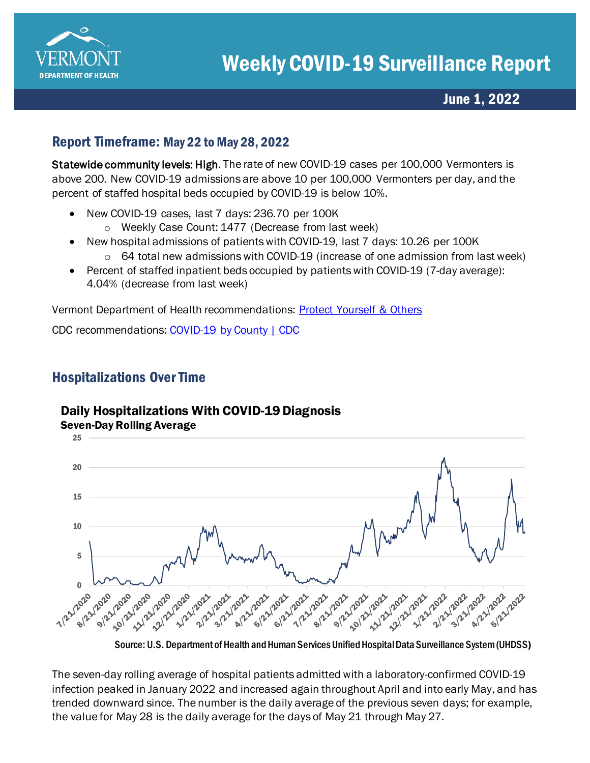# Weekly COVID-19 Surveillance Report

**June 1, 2022**

## Report Timeframe: May 22 to May 28, 2022

**Statewide community levels: High**. The rate of new COVID-19 cases per 100,000 Vermonters is above 200. New COVID-19 admissions are above 10 per 100,000 Vermonters per day, and the percent of staffed hospital beds occupied by COVID-19 is below 10%.

- New COVID-19 cases, last 7 days: 236.70 per 100K
    - Weekly Case Count: 1477 (Decrease from last week)
- New hospital admissions of patients with COVID-19, last 7 days: 10.26 per 100K
    - 64 total new admissions with COVID-19 (increase of one admission from last week)
- Percent of staffed inpatient beds occupied by patients with COVID-19 (7-day average): 4.04% (decrease from last week)

Vermont Department of Health recommendations: [Protect Yourself & Others]

CDC recommendations: [COVID-19 by County | CDC]

## Hospitalizations Over Time

**Daily Hospitalizations With COVID-19 Diagnosis**
**Seven-Day Rolling Average**

Source: U.S. Department of Health and Human Services Unified Hospital Data Surveillance System (UHDSS)

The seven-day rolling average of hospital patients admitted with a laboratory-confirmed COVID-19 infection peaked in January 2022 and increased again throughout April and into early May, and has trended downward since. The number is the daily average of the previous seven days; for example, the value for May 28 is the daily average for the days of May 21 through May 27.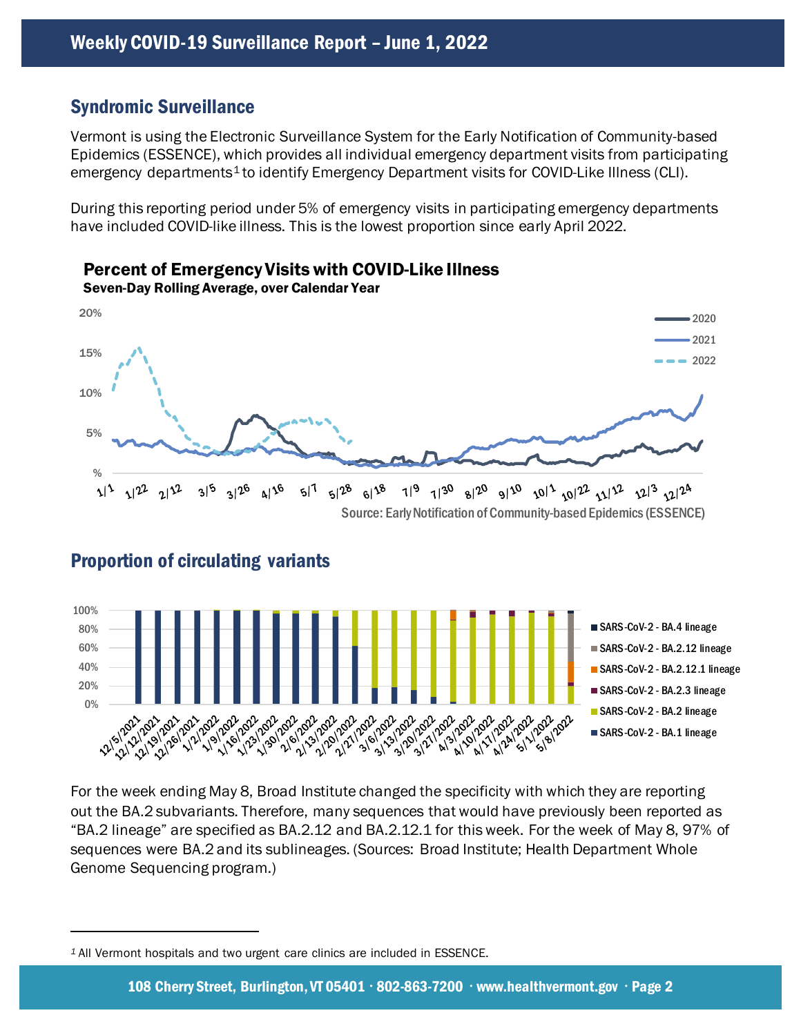## Syndromic Surveillance

Vermont is using the Electronic Surveillance System for the Early Notification of Community-based Epidemics (ESSENCE), which provides all individual emergency department visits from participating emergency departments[1] to identify Emergency Department visits for COVID-Like Illness (CLI).

During this reporting period under 5% of emergency visits in participating emergency departments have included COVID-like illness. This is the lowest proportion since early April 2022.

**Percent of Emergency Visits with COVID-Like Illness**
**Seven-Day Rolling Average, over Calendar Year**

Source: Early Notification of Community-based Epidemics (ESSENCE)

## Proportion of circulating variants

For the week ending May 8, Broad Institute changed the specificity with which they are reporting out the BA.2 subvariants. Therefore, many sequences that would have previously been reported as "BA.2 lineage" are specified as BA.2.12 and BA.2.12.1 for this week. For the week of May 8, 97% of sequences were BA.2 and its sublineages. (Sources: Broad Institute; Health Department Whole Genome Sequencing program.)

---

[1] All Vermont hospitals and two urgent care clinics are included in ESSENCE.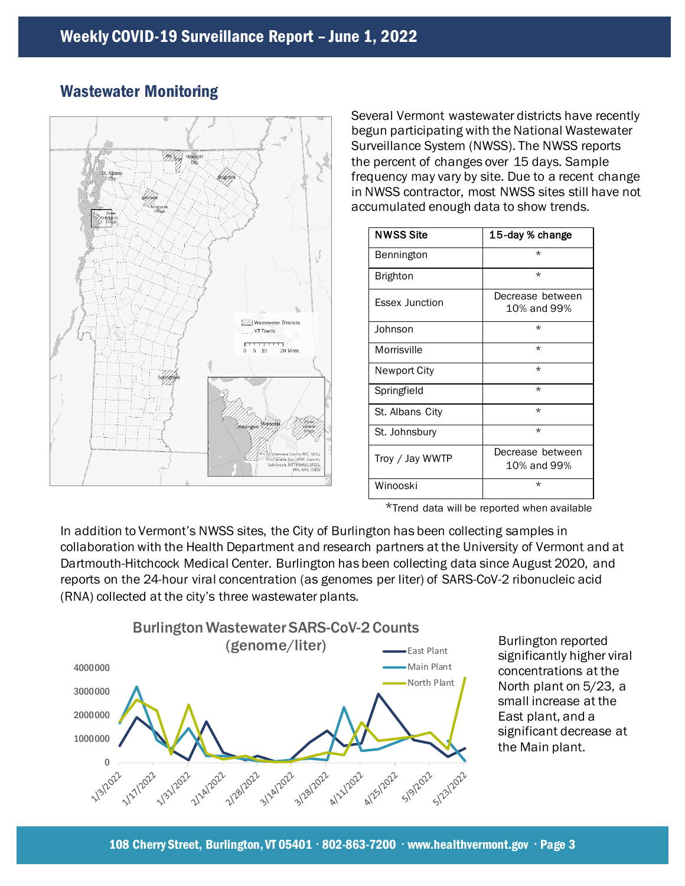## Wastewater Monitoring

Several Vermont wastewater districts have recently begun participating with the National Wastewater Surveillance System (NWSS). The NWSS reports the percent of changes over 15 days. Sample frequency may vary by site. Due to a recent change in NWSS contractor, most NWSS sites still have not accumulated enough data to show trends.

| NWSS Site | 15-day % change |
|---|---|
| Bennington | * |
| Brighton | * |
| Essex Junction | Decrease between 10% and 99% |
| Johnson | * |
| Morrisville | * |
| Newport City | * |
| Springfield | * |
| St. Albans City | * |
| St. Johnsbury | * |
| Troy / Jay WWTP | Decrease between 10% and 99% |
| Winooski | * |

*Trend data will be reported when available

In addition to Vermont's NWSS sites, the City of Burlington has been collecting samples in collaboration with the Health Department and research partners at the University of Vermont and at Dartmouth-Hitchcock Medical Center. Burlington has been collecting data since August 2020, and reports on the 24-hour viral concentration (as genomes per liter) of SARS-CoV-2 ribonucleic acid (RNA) collected at the city's three wastewater plants.

Burlington reported significantly higher viral concentrations at the North plant on 5/23, a small increase at the East plant, and a significant decrease at the Main plant.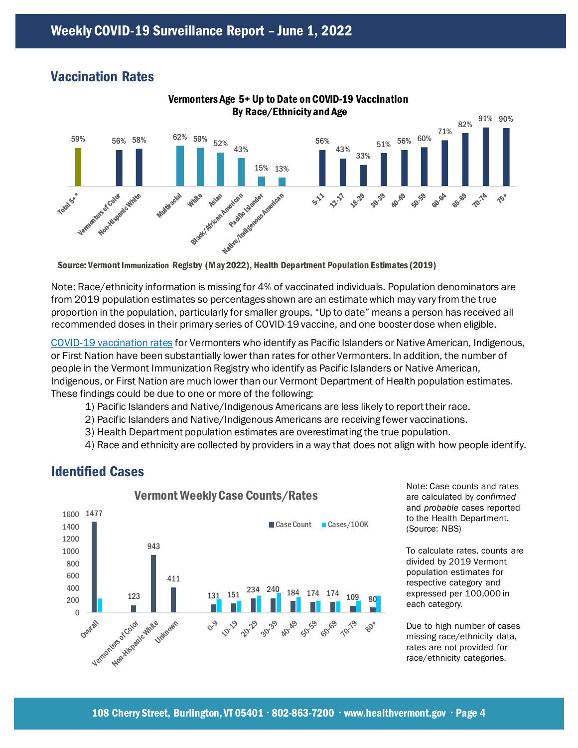## Vaccination Rates

**Vermonters Age 5+ Up to Date on COVID-19 Vaccination By Race/Ethnicity and Age**

| Category | Percent |
| --- | --- |
| Total 5+* | 59% |
| Vermonters of Color | 56% |
| Non-Hispanic White | 58% |
| Multiracial | 62% |
| White | 59% |
| Asian | 52% |
| Black/African American | 43% |
| Pacific Islander | 15% |
| Native/Indigenous American | 13% |
| 5-11 | 56% |
| 12-17 | 43% |
| 18-29 | 33% |
| 30-39 | 51% |
| 40-49 | 56% |
| 50-59 | 60% |
| 60-64 | 71% |
| 65-69 | 82% |
| 70-74 | 91% |
| 75+ | 90% |

**Source: Vermont Immunization Registry (May 2022), Health Department Population Estimates (2019)**

Note: Race/ethnicity information is missing for 4% of vaccinated individuals. Population denominators are from 2019 population estimates so percentages shown are an estimate which may vary from the true proportion in the population, particularly for smaller groups. "Up to date" means a person has received all recommended doses in their primary series of COVID-19 vaccine, and one booster dose when eligible.

COVID-19 vaccination rates for Vermonters who identify as Pacific Islanders or Native American, Indigenous, or First Nation have been substantially lower than rates for other Vermonters. In addition, the number of people in the Vermont Immunization Registry who identify as Pacific Islanders or Native American, Indigenous, or First Nation are much lower than our Vermont Department of Health population estimates. These findings could be due to one or more of the following:

1) Pacific Islanders and Native/Indigenous Americans are less likely to report their race.
2) Pacific Islanders and Native/Indigenous Americans are receiving fewer vaccinations.
3) Health Department population estimates are overestimating the true population.
4) Race and ethnicity are collected by providers in a way that does not align with how people identify.

## Identified Cases

**Vermont Weekly Case Counts/Rates**

| Category | Case Count |
| --- | --- |
| Overall | 1477 |
| Vermonters of Color | 123 |
| Non-Hispanic White | 943 |
| Unknown | 411 |
| 0-9 | 131 |
| 10-19 | 151 |
| 20-29 | 234 |
| 30-39 | 240 |
| 40-49 | 184 |
| 50-59 | 174 |
| 60-69 | 174 |
| 70-79 | 109 |
| 80+ | 80 |

Note: Case counts and rates are calculated by *confirmed* and *probable* cases reported to the Health Department. (Source: NBS)

To calculate rates, counts are divided by 2019 Vermont population estimates for respective category and expressed per 100,000 in each category.

Due to high number of cases missing race/ethnicity data, rates are not provided for race/ethnicity categories.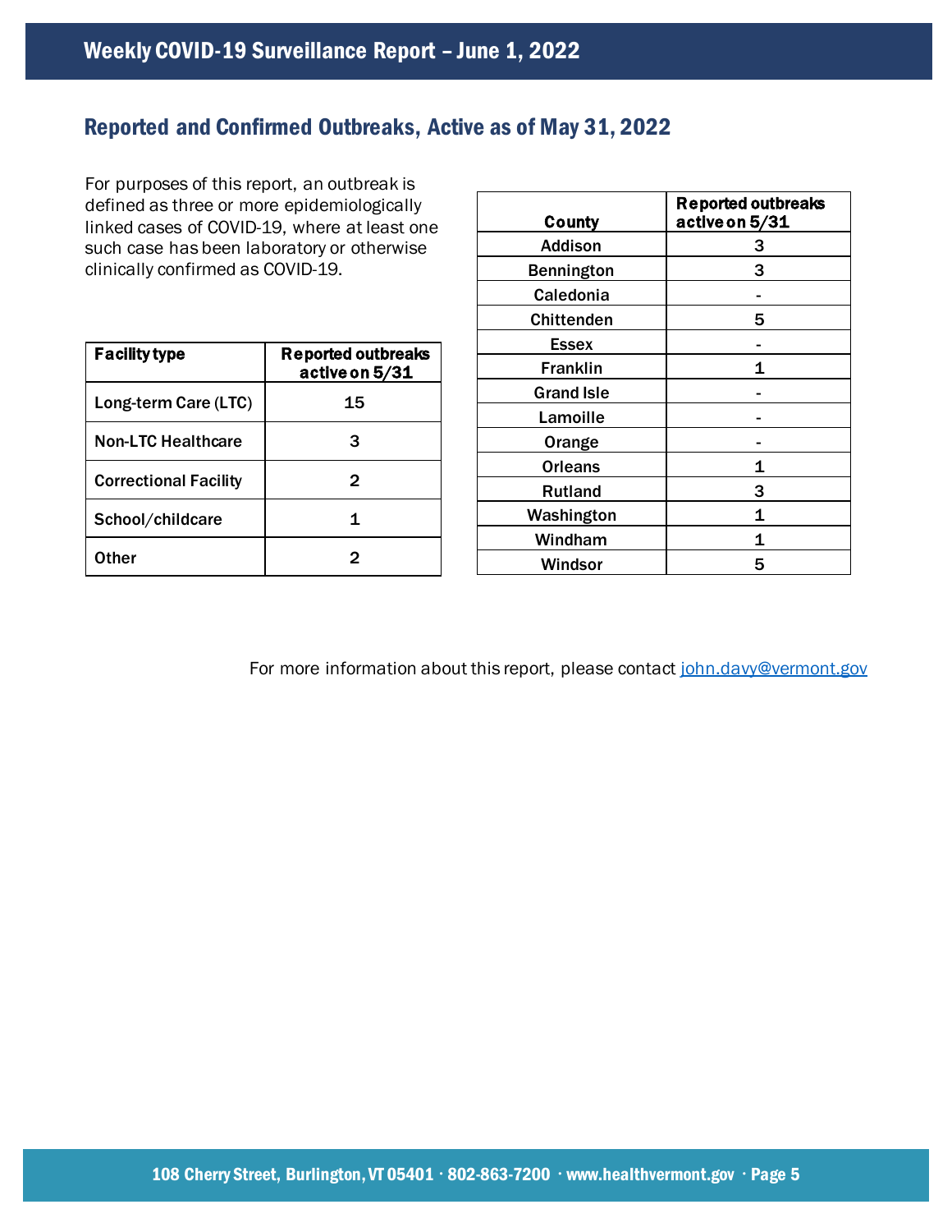## Reported and Confirmed Outbreaks, Active as of May 31, 2022

For purposes of this report, an outbreak is defined as three or more epidemiologically linked cases of COVID-19, where at least one such case has been laboratory or otherwise clinically confirmed as COVID-19.

| Facility type | Reported outbreaks active on 5/31 |
|---|---|
| Long-term Care (LTC) | 15 |
| Non-LTC Healthcare | 3 |
| Correctional Facility | 2 |
| School/childcare | 1 |
| Other | 2 |

| County | Reported outbreaks active on 5/31 |
|---|---|
| Addison | 3 |
| Bennington | 3 |
| Caledonia | - |
| Chittenden | 5 |
| Essex | - |
| Franklin | 1 |
| Grand Isle | - |
| Lamoille | - |
| Orange | - |
| Orleans | 1 |
| Rutland | 3 |
| Washington | 1 |
| Windham | 1 |
| Windsor | 5 |

For more information about this report, please contact john.davy@vermont.gov